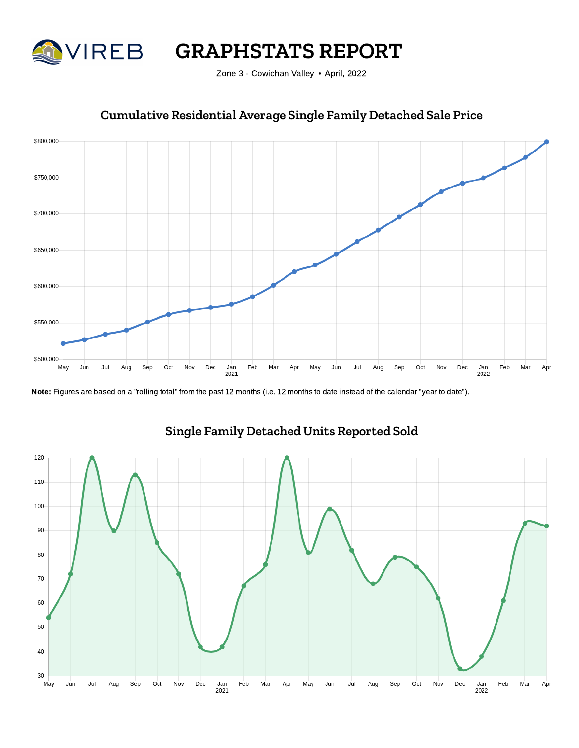# GRAPHSTATS REPORT

Zone 3 - Cowichan Valley • April, 2022

## Cumulative Residential Average Single Family Detached Sale Price

**Note:** Figures are based on a "rolling total" from the past 12 months (i.e. 12 months to date instead of the calendar "year to date").

## Single Family Detached Units Reported Sold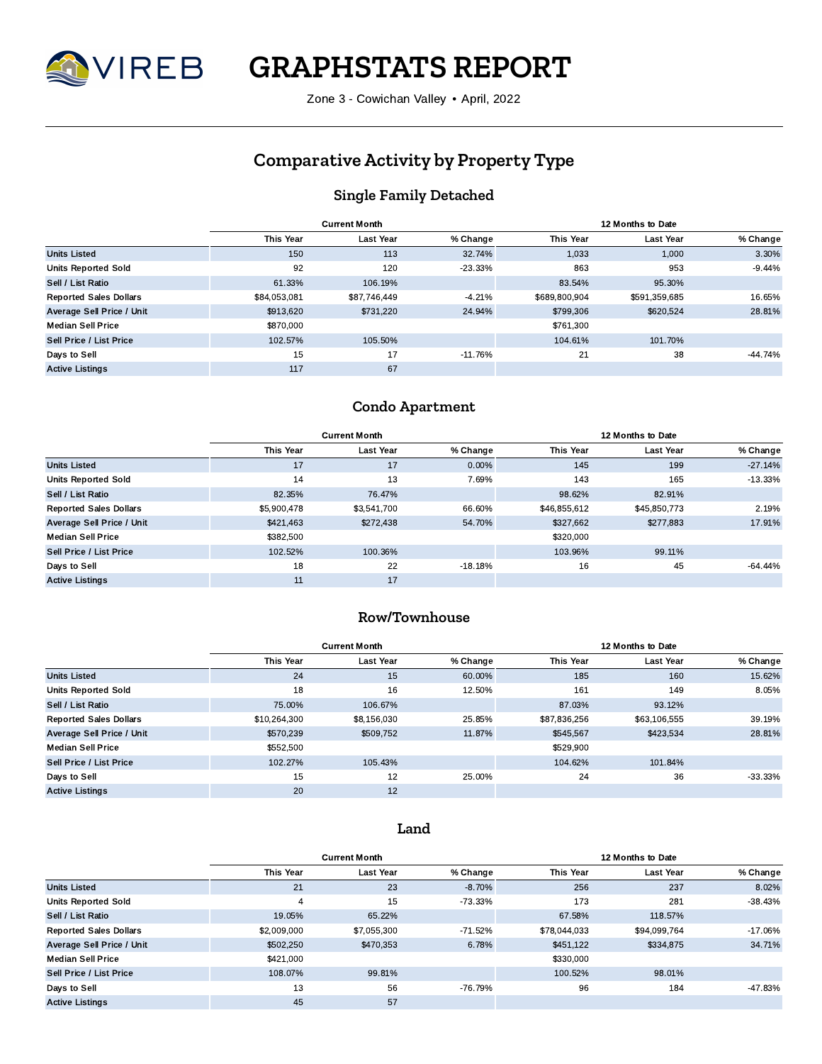# GRAPHSTATS REPORT

Zone 3 - Cowichan Valley • April, 2022

## Comparative Activity by Property Type

### Single Family Detached

| | Current Month | | | 12 Months to Date | | |
|---|---|---|---|---|---|---|
| | This Year | Last Year | % Change | This Year | Last Year | % Change |
| Units Listed | 150 | 113 | 32.74% | 1,033 | 1,000 | 3.30% |
| Units Reported Sold | 92 | 120 | -23.33% | 863 | 953 | -9.44% |
| Sell / List Ratio | 61.33% | 106.19% | | 83.54% | 95.30% | |
| Reported Sales Dollars | $84,053,081 | $87,746,449 | -4.21% | $689,800,904 | $591,359,685 | 16.65% |
| Average Sell Price / Unit | $913,620 | $731,220 | 24.94% | $799,306 | $620,524 | 28.81% |
| Median Sell Price | $870,000 | | | $761,300 | | |
| Sell Price / List Price | 102.57% | 105.50% | | 104.61% | 101.70% | |
| Days to Sell | 15 | 17 | -11.76% | 21 | 38 | -44.74% |
| Active Listings | 117 | 67 | | | | |

### Condo Apartment

| | Current Month | | | 12 Months to Date | | |
|---|---|---|---|---|---|---|
| | This Year | Last Year | % Change | This Year | Last Year | % Change |
| Units Listed | 17 | 17 | 0.00% | 145 | 199 | -27.14% |
| Units Reported Sold | 14 | 13 | 7.69% | 143 | 165 | -13.33% |
| Sell / List Ratio | 82.35% | 76.47% | | 98.62% | 82.91% | |
| Reported Sales Dollars | $5,900,478 | $3,541,700 | 66.60% | $46,855,612 | $45,850,773 | 2.19% |
| Average Sell Price / Unit | $421,463 | $272,438 | 54.70% | $327,662 | $277,883 | 17.91% |
| Median Sell Price | $382,500 | | | $320,000 | | |
| Sell Price / List Price | 102.52% | 100.36% | | 103.96% | 99.11% | |
| Days to Sell | 18 | 22 | -18.18% | 16 | 45 | -64.44% |
| Active Listings | 11 | 17 | | | | |

### Row/Townhouse

| | Current Month | | | 12 Months to Date | | |
|---|---|---|---|---|---|---|
| | This Year | Last Year | % Change | This Year | Last Year | % Change |
| Units Listed | 24 | 15 | 60.00% | 185 | 160 | 15.62% |
| Units Reported Sold | 18 | 16 | 12.50% | 161 | 149 | 8.05% |
| Sell / List Ratio | 75.00% | 106.67% | | 87.03% | 93.12% | |
| Reported Sales Dollars | $10,264,300 | $8,156,030 | 25.85% | $87,836,256 | $63,106,555 | 39.19% |
| Average Sell Price / Unit | $570,239 | $509,752 | 11.87% | $545,567 | $423,534 | 28.81% |
| Median Sell Price | $552,500 | | | $529,900 | | |
| Sell Price / List Price | 102.27% | 105.43% | | 104.62% | 101.84% | |
| Days to Sell | 15 | 12 | 25.00% | 24 | 36 | -33.33% |
| Active Listings | 20 | 12 | | | | |

### Land

| | Current Month | | | 12 Months to Date | | |
|---|---|---|---|---|---|---|
| | This Year | Last Year | % Change | This Year | Last Year | % Change |
| Units Listed | 21 | 23 | -8.70% | 256 | 237 | 8.02% |
| Units Reported Sold | 4 | 15 | -73.33% | 173 | 281 | -38.43% |
| Sell / List Ratio | 19.05% | 65.22% | | 67.58% | 118.57% | |
| Reported Sales Dollars | $2,009,000 | $7,055,300 | -71.52% | $78,044,033 | $94,099,764 | -17.06% |
| Average Sell Price / Unit | $502,250 | $470,353 | 6.78% | $451,122 | $334,875 | 34.71% |
| Median Sell Price | $421,000 | | | $330,000 | | |
| Sell Price / List Price | 108.07% | 99.81% | | 100.52% | 98.01% | |
| Days to Sell | 13 | 56 | -76.79% | 96 | 184 | -47.83% |
| Active Listings | 45 | 57 | | | | |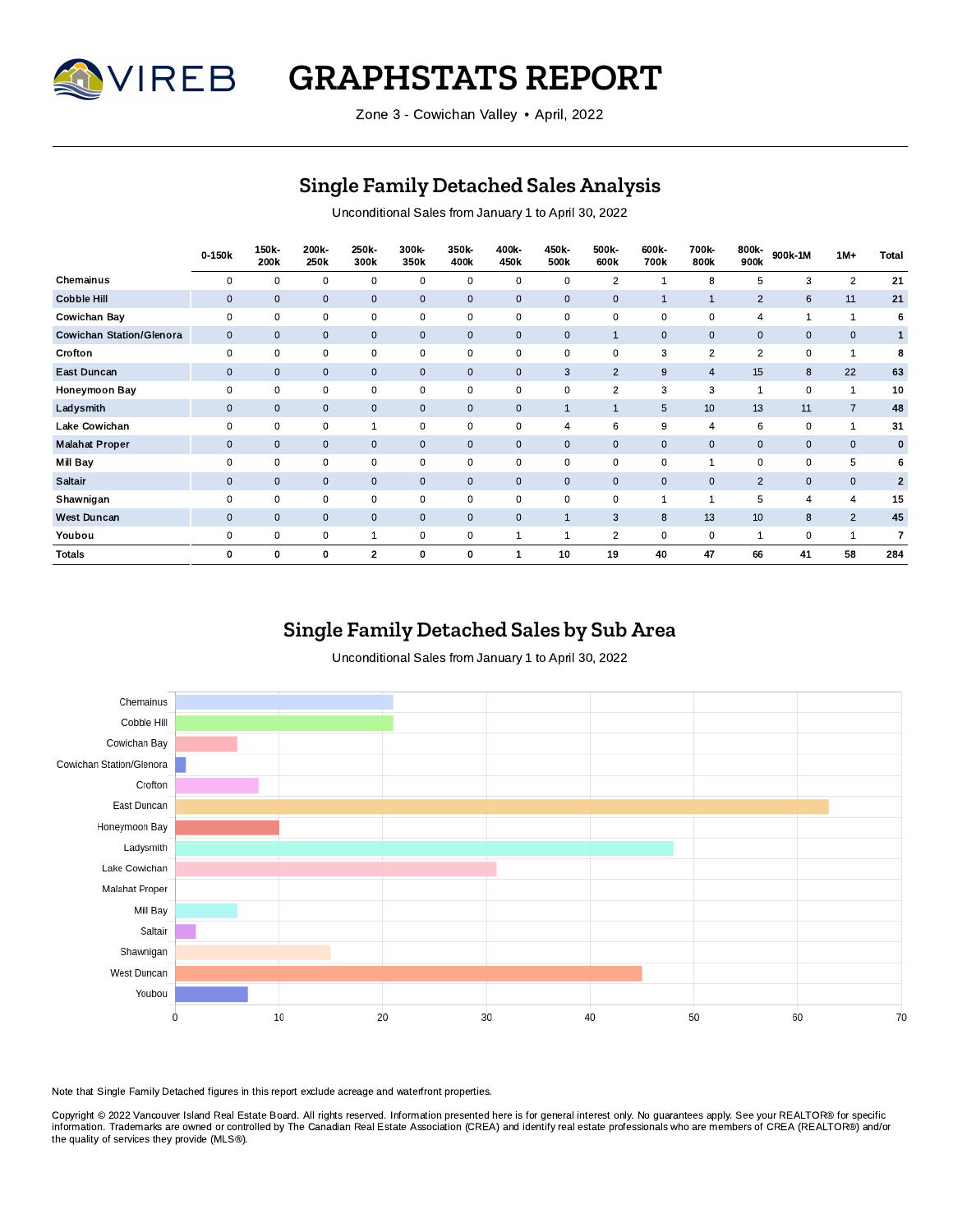# VIREB GRAPHSTATS REPORT

Zone 3 - Cowichan Valley • April, 2022

## Single Family Detached Sales Analysis

Unconditional Sales from January 1 to April 30, 2022

| | 0-150k | 150k-200k | 200k-250k | 250k-300k | 300k-350k | 350k-400k | 400k-450k | 450k-500k | 500k-600k | 600k-700k | 700k-800k | 800k-900k | 900k-1M | 1M+ | Total |
|---|---|---|---|---|---|---|---|---|---|---|---|---|---|---|---|
| Chemainus | 0 | 0 | 0 | 0 | 0 | 0 | 0 | 0 | 2 | 1 | 8 | 5 | 3 | 2 | 21 |
| Cobble Hill | 0 | 0 | 0 | 0 | 0 | 0 | 0 | 0 | 0 | 1 | 1 | 2 | 6 | 11 | 21 |
| Cowichan Bay | 0 | 0 | 0 | 0 | 0 | 0 | 0 | 0 | 0 | 0 | 0 | 4 | 1 | 1 | 6 |
| Cowichan Station/Glenora | 0 | 0 | 0 | 0 | 0 | 0 | 0 | 0 | 1 | 0 | 0 | 0 | 0 | 0 | 1 |
| Crofton | 0 | 0 | 0 | 0 | 0 | 0 | 0 | 0 | 0 | 3 | 2 | 2 | 0 | 1 | 8 |
| East Duncan | 0 | 0 | 0 | 0 | 0 | 0 | 0 | 3 | 2 | 9 | 4 | 15 | 8 | 22 | 63 |
| Honeymoon Bay | 0 | 0 | 0 | 0 | 0 | 0 | 0 | 0 | 2 | 3 | 3 | 1 | 0 | 1 | 10 |
| Ladysmith | 0 | 0 | 0 | 0 | 0 | 0 | 0 | 1 | 1 | 5 | 10 | 13 | 11 | 7 | 48 |
| Lake Cowichan | 0 | 0 | 0 | 1 | 0 | 0 | 0 | 4 | 6 | 9 | 4 | 6 | 0 | 1 | 31 |
| Malahat Proper | 0 | 0 | 0 | 0 | 0 | 0 | 0 | 0 | 0 | 0 | 0 | 0 | 0 | 0 | 0 |
| Mill Bay | 0 | 0 | 0 | 0 | 0 | 0 | 0 | 0 | 0 | 0 | 1 | 0 | 0 | 5 | 6 |
| Saltair | 0 | 0 | 0 | 0 | 0 | 0 | 0 | 0 | 0 | 0 | 0 | 2 | 0 | 0 | 2 |
| Shawnigan | 0 | 0 | 0 | 0 | 0 | 0 | 0 | 0 | 0 | 1 | 1 | 5 | 4 | 4 | 15 |
| West Duncan | 0 | 0 | 0 | 0 | 0 | 0 | 0 | 1 | 3 | 8 | 13 | 10 | 8 | 2 | 45 |
| Youbou | 0 | 0 | 0 | 1 | 0 | 0 | 1 | 1 | 2 | 0 | 0 | 1 | 0 | 1 | 7 |
| **Totals** | **0** | **0** | **0** | **2** | **0** | **0** | **1** | **10** | **19** | **40** | **47** | **66** | **41** | **58** | **284** |

## Single Family Detached Sales by Sub Area

Unconditional Sales from January 1 to April 30, 2022

Chemainus
Cobble Hill
Cowichan Bay
Cowichan Station/Glenora
Crofton
East Duncan
Honeymoon Bay
Ladysmith
Lake Cowichan
Malahat Proper
Mill Bay
Saltair
Shawnigan
West Duncan
Youbou

0 10 20 30 40 50 60 70

Note that Single Family Detached figures in this report exclude acreage and waterfront properties.

Copyright © 2022 Vancouver Island Real Estate Board. All rights reserved. Information presented here is for general interest only. No guarantees apply. See your REALTOR® for specific information. Trademarks are owned or controlled by The Canadian Real Estate Association (CREA) and identify real estate professionals who are members of CREA (REALTOR®) and/or the quality of services they provide (MLS®).